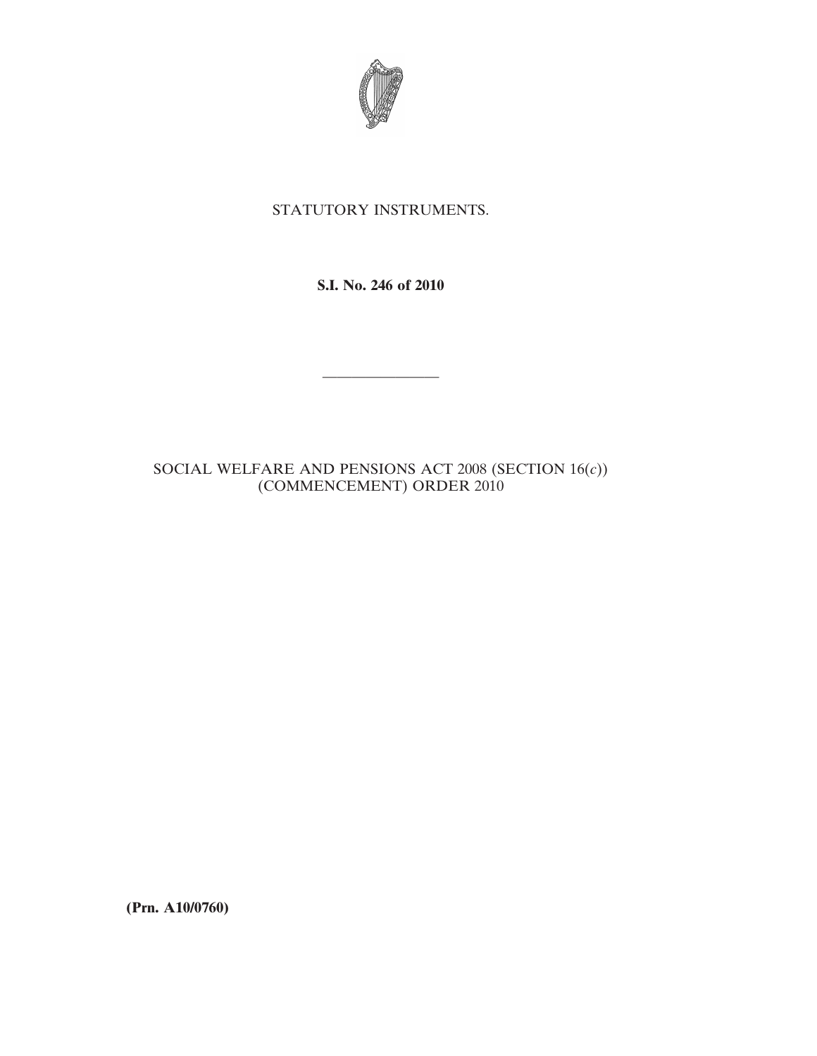STATUTORY INSTRUMENTS.

**S.I. No. 246 of 2010**

---

SOCIAL WELFARE AND PENSIONS ACT 2008 (SECTION 16(*c*)) (COMMENCEMENT) ORDER 2010

**(Prn. A10/0760)**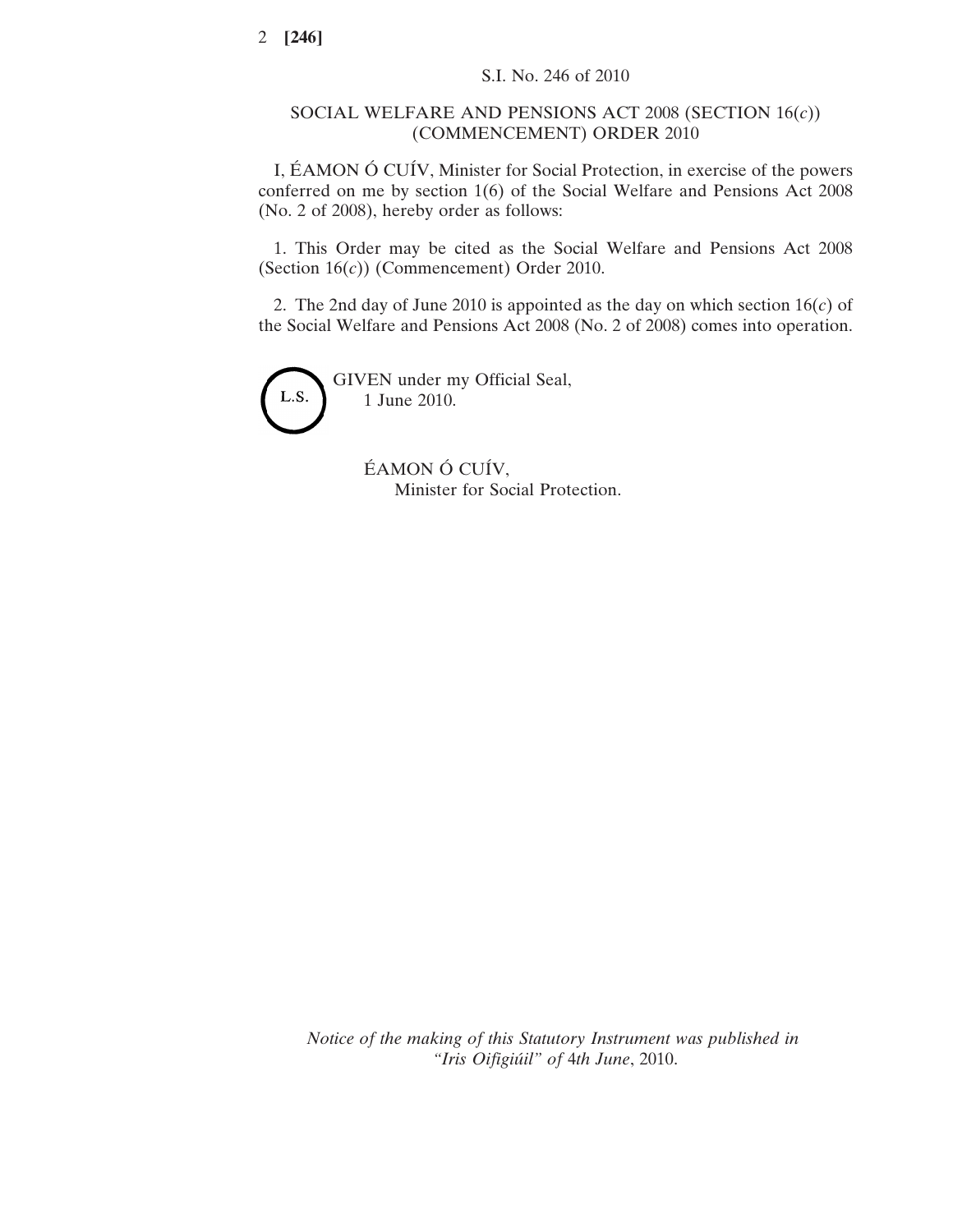S.I. No. 246 of 2010

## SOCIAL WELFARE AND PENSIONS ACT 2008 (SECTION 16(*c*)) (COMMENCEMENT) ORDER 2010

I, ÉAMON Ó CUÍV, Minister for Social Protection, in exercise of the powers conferred on me by section 1(6) of the Social Welfare and Pensions Act 2008 (No. 2 of 2008), hereby order as follows:

1. This Order may be cited as the Social Welfare and Pensions Act 2008 (Section 16(*c*)) (Commencement) Order 2010.

2. The 2nd day of June 2010 is appointed as the day on which section 16(*c*) of the Social Welfare and Pensions Act 2008 (No. 2 of 2008) comes into operation.

L.S.

GIVEN under my Official Seal,
1 June 2010.

ÉAMON Ó CUÍV,
Minister for Social Protection.

*Notice of the making of this Statutory Instrument was published in "Iris Oifigiúil" of 4th June, 2010.*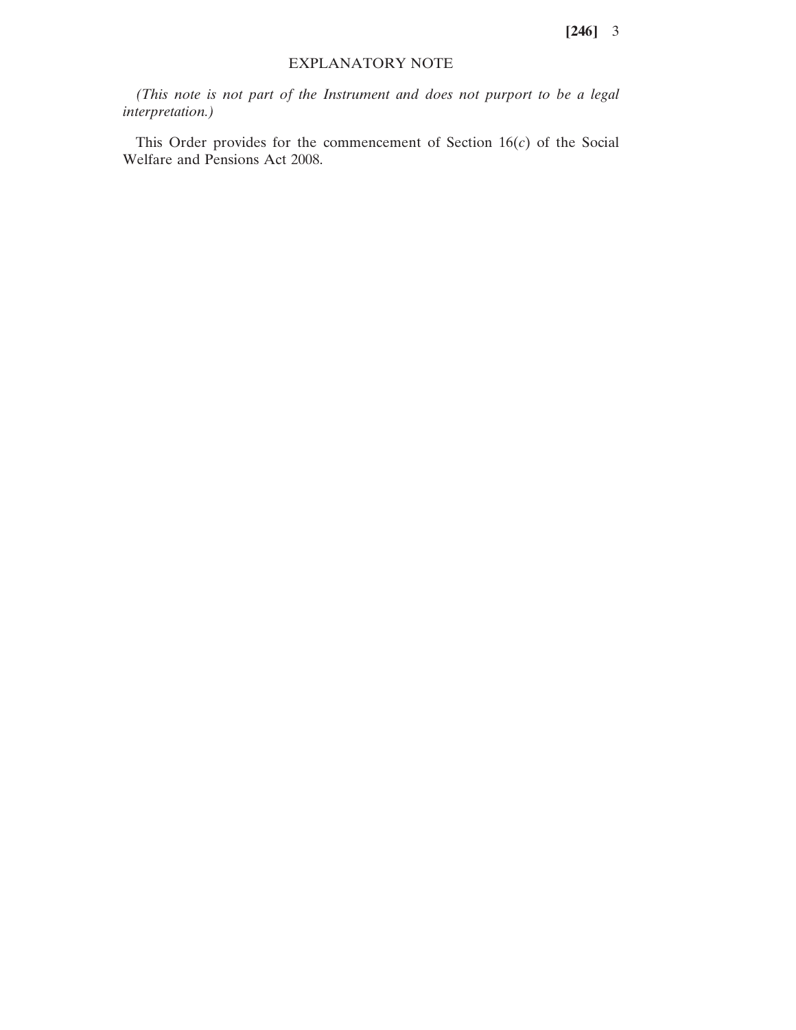## EXPLANATORY NOTE

*(This note is not part of the Instrument and does not purport to be a legal interpretation.)*

This Order provides for the commencement of Section 16(*c*) of the Social Welfare and Pensions Act 2008.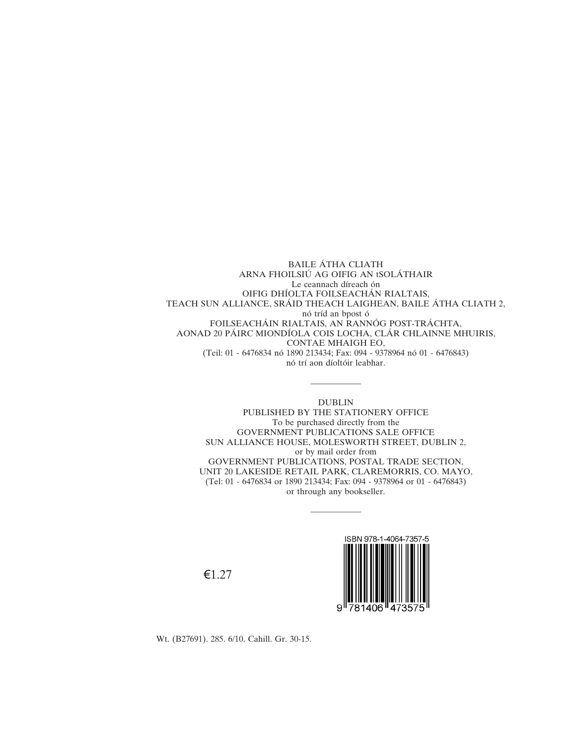BAILE ÁTHA CLIATH
ARNA FHOILSIÚ AG OIFIG AN tSOLÁTHAIR
Le ceannach díreach ón
OIFIG DHÍOLTA FOILSEACHÁN RIALTAIS,
TEACH SUN ALLIANCE, SRÁID THEACH LAIGHEAN, BAILE ÁTHA CLIATH 2,
nó tríd an bpost ó
FOILSEACHÁIN RIALTAIS, AN RANNÓG POST-TRÁCHTA,
AONAD 20 PÁIRC MIONDÍOLA COIS LOCHA, CLÁR CHLAINNE MHUIRIS,
CONTAE MHAIGH EO,
(Teil: 01 - 6476834 nó 1890 213434; Fax: 094 - 9378964 nó 01 - 6476843)
nó trí aon díoltóir leabhar.

---

DUBLIN
PUBLISHED BY THE STATIONERY OFFICE
To be purchased directly from the
GOVERNMENT PUBLICATIONS SALE OFFICE
SUN ALLIANCE HOUSE, MOLESWORTH STREET, DUBLIN 2,
or by mail order from
GOVERNMENT PUBLICATIONS, POSTAL TRADE SECTION,
UNIT 20 LAKESIDE RETAIL PARK, CLAREMORRIS, CO. MAYO,
(Tel: 01 - 6476834 or 1890 213434; Fax: 094 - 9378964 or 01 - 6476843)
or through any bookseller.

---

€1.27

ISBN 978-1-4064-7357-5

9 781406 473575

Wt. (B27691). 285. 6/10. Cahill. Gr. 30-15.